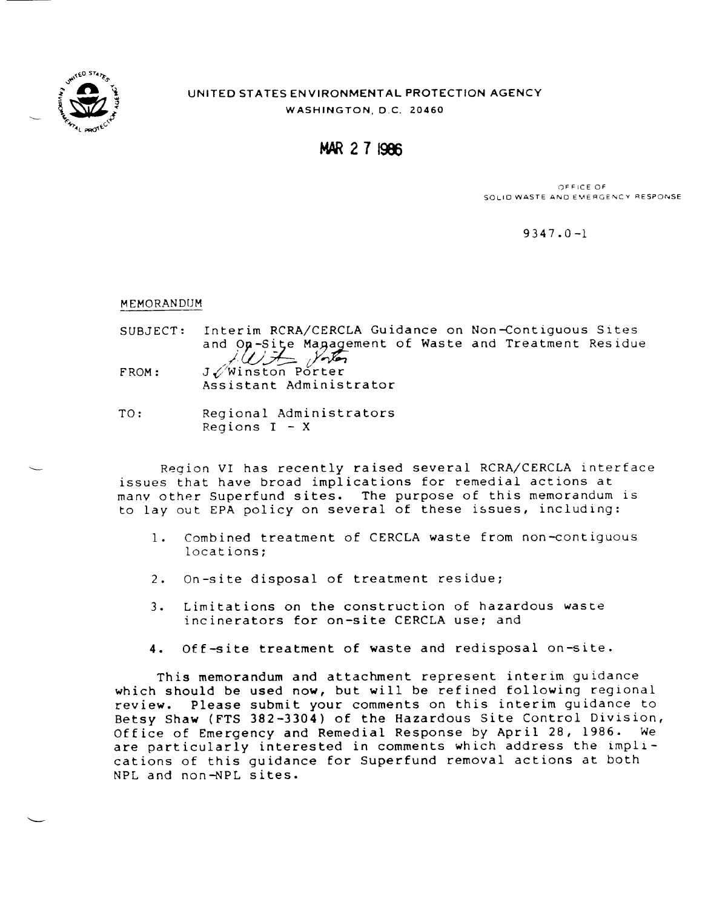UNITED STATES ENVIRONMENTAL PROTECTION AGENCY

WASHINGTON, D.C. 20460

MAR 27 1986

OFFICE OF
SOLID WASTE AND EMERGENCY RESPONSE

9347.0-1

MEMORANDUM

SUBJECT: Interim RCRA/CERCLA Guidance on Non-Contiguous Sites and On-Site Management of Waste and Treatment Residue

FROM: J. Winston Porter
Assistant Administrator

TO: Regional Administrators
Regions I - X

Region VI has recently raised several RCRA/CERCLA interface issues that have broad implications for remedial actions at many other Superfund sites. The purpose of this memorandum is to lay out EPA policy on several of these issues, including:

1. Combined treatment of CERCLA waste from non-contiguous locations;

2. On-site disposal of treatment residue;

3. Limitations on the construction of hazardous waste incinerators for on-site CERCLA use; and

4. Off-site treatment of waste and redisposal on-site.

This memorandum and attachment represent interim guidance which should be used now, but will be refined following regional review. Please submit your comments on this interim guidance to Betsy Shaw (FTS 382-3304) of the Hazardous Site Control Division, Office of Emergency and Remedial Response by April 28, 1986. We are particularly interested in comments which address the implications of this guidance for Superfund removal actions at both NPL and non-NPL sites.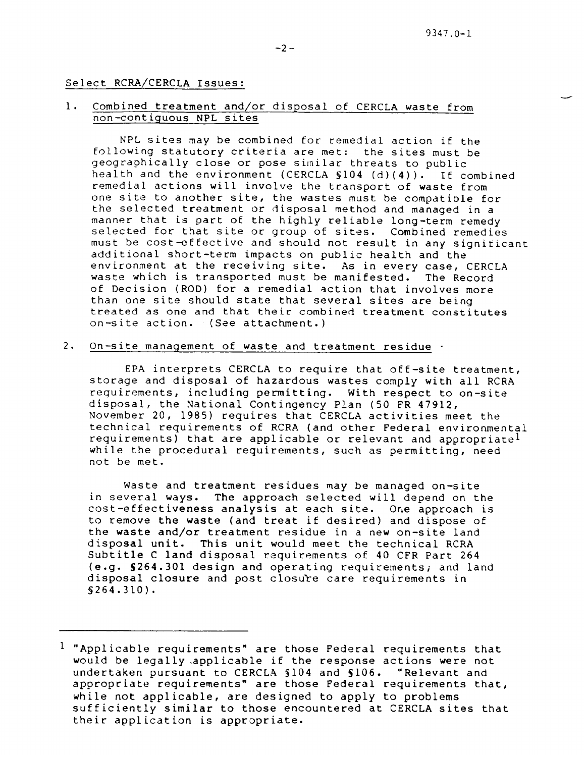Select RCRA/CERCLA Issues:

1. Combined treatment and/or disposal of CERCLA waste from non-contiguous NPL sites

NPL sites may be combined for remedial action if the following statutory criteria are met: the sites must be geographically close or pose similar threats to public health and the environment (CERCLA §104 (d)(4)). If combined remedial actions will involve the transport of waste from one site to another site, the wastes must be compatible for the selected treatment or disposal method and managed in a manner that is part of the highly reliable long-term remedy selected for that site or group of sites. Combined remedies must be cost-effective and should not result in any significant additional short-term impacts on public health and the environment at the receiving site. As in every case, CERCLA waste which is transported must be manifested. The Record of Decision (ROD) for a remedial action that involves more than one site should state that several sites are being treated as one and that their combined treatment constitutes on-site action. (See attachment.)

2. On-site management of waste and treatment residue

EPA interprets CERCLA to require that off-site treatment, storage and disposal of hazardous wastes comply with all RCRA requirements, including permitting. With respect to on-site disposal, the National Contingency Plan (50 FR 47912, November 20, 1985) requires that CERCLA activities meet the technical requirements of RCRA (and other Federal environmental requirements) that are applicable or relevant and appropriate[1] while the procedural requirements, such as permitting, need not be met.

Waste and treatment residues may be managed on-site in several ways. The approach selected will depend on the cost-effectiveness analysis at each site. One approach is to remove the waste (and treat if desired) and dispose of the waste and/or treatment residue in a new on-site land disposal unit. This unit would meet the technical RCRA Subtitle C land disposal requirements of 40 CFR Part 264 (e.g. §264.301 design and operating requirements; and land disposal closure and post closure care requirements in §264.310).

---

[1] "Applicable requirements" are those Federal requirements that would be legally applicable if the response actions were not undertaken pursuant to CERCLA §104 and §106. "Relevant and appropriate requirements" are those Federal requirements that, while not applicable, are designed to apply to problems sufficiently similar to those encountered at CERCLA sites that their application is appropriate.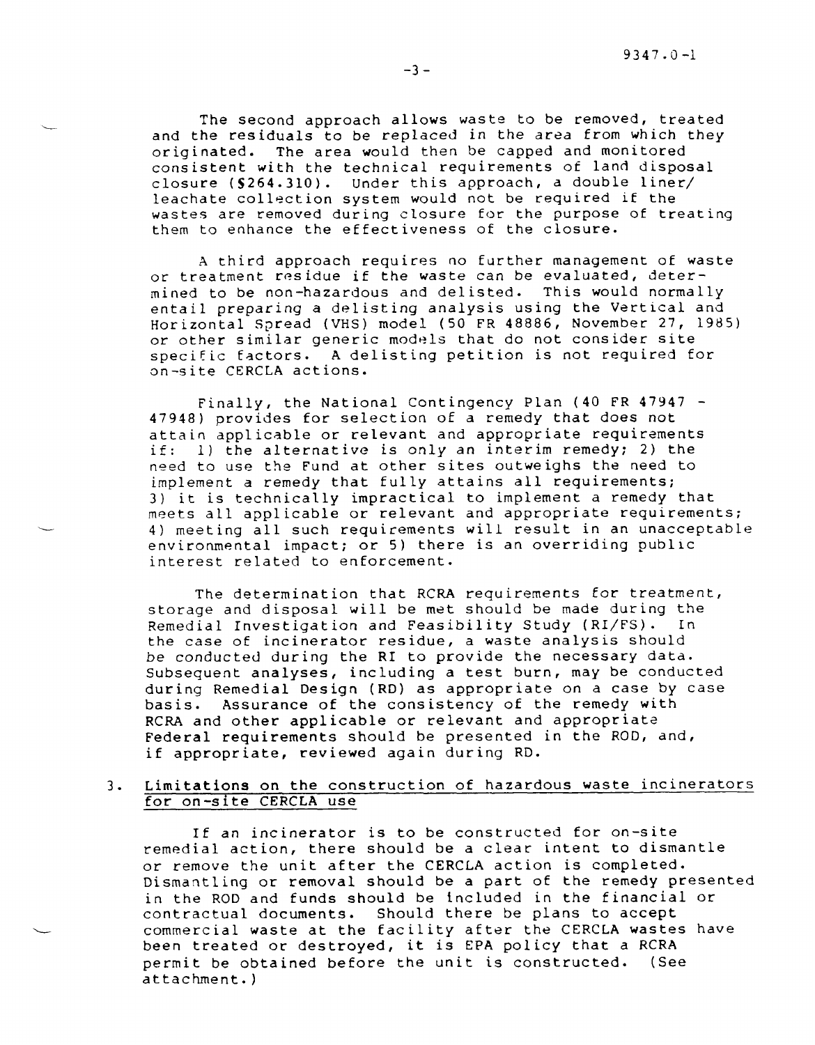The second approach allows waste to be removed, treated and the residuals to be replaced in the area from which they originated. The area would then be capped and monitored consistent with the technical requirements of land disposal closure (§264.310). Under this approach, a double liner/ leachate collection system would not be required if the wastes are removed during closure for the purpose of treating them to enhance the effectiveness of the closure.

A third approach requires no further management of waste or treatment residue if the waste can be evaluated, determined to be non-hazardous and delisted. This would normally entail preparing a delisting analysis using the Vertical and Horizontal Spread (VHS) model (50 FR 48886, November 27, 1985) or other similar generic models that do not consider site specific factors. A delisting petition is not required for on-site CERCLA actions.

Finally, the National Contingency Plan (40 FR 47947 - 47948) provides for selection of a remedy that does not attain applicable or relevant and appropriate requirements if: 1) the alternative is only an interim remedy; 2) the need to use the Fund at other sites outweighs the need to implement a remedy that fully attains all requirements; 3) it is technically impractical to implement a remedy that meets all applicable or relevant and appropriate requirements; 4) meeting all such requirements will result in an unacceptable environmental impact; or 5) there is an overriding public interest related to enforcement.

The determination that RCRA requirements for treatment, storage and disposal will be met should be made during the Remedial Investigation and Feasibility Study (RI/FS). In the case of incinerator residue, a waste analysis should be conducted during the RI to provide the necessary data. Subsequent analyses, including a test burn, may be conducted during Remedial Design (RD) as appropriate on a case by case basis. Assurance of the consistency of the remedy with RCRA and other applicable or relevant and appropriate Federal requirements should be presented in the ROD, and, if appropriate, reviewed again during RD.

3. <u>Limitations on the construction of hazardous waste incinerators for on-site CERCLA use</u>

If an incinerator is to be constructed for on-site remedial action, there should be a clear intent to dismantle or remove the unit after the CERCLA action is completed. Dismantling or removal should be a part of the remedy presented in the ROD and funds should be included in the financial or contractual documents. Should there be plans to accept commercial waste at the facility after the CERCLA wastes have been treated or destroyed, it is EPA policy that a RCRA permit be obtained before the unit is constructed. (See attachment.)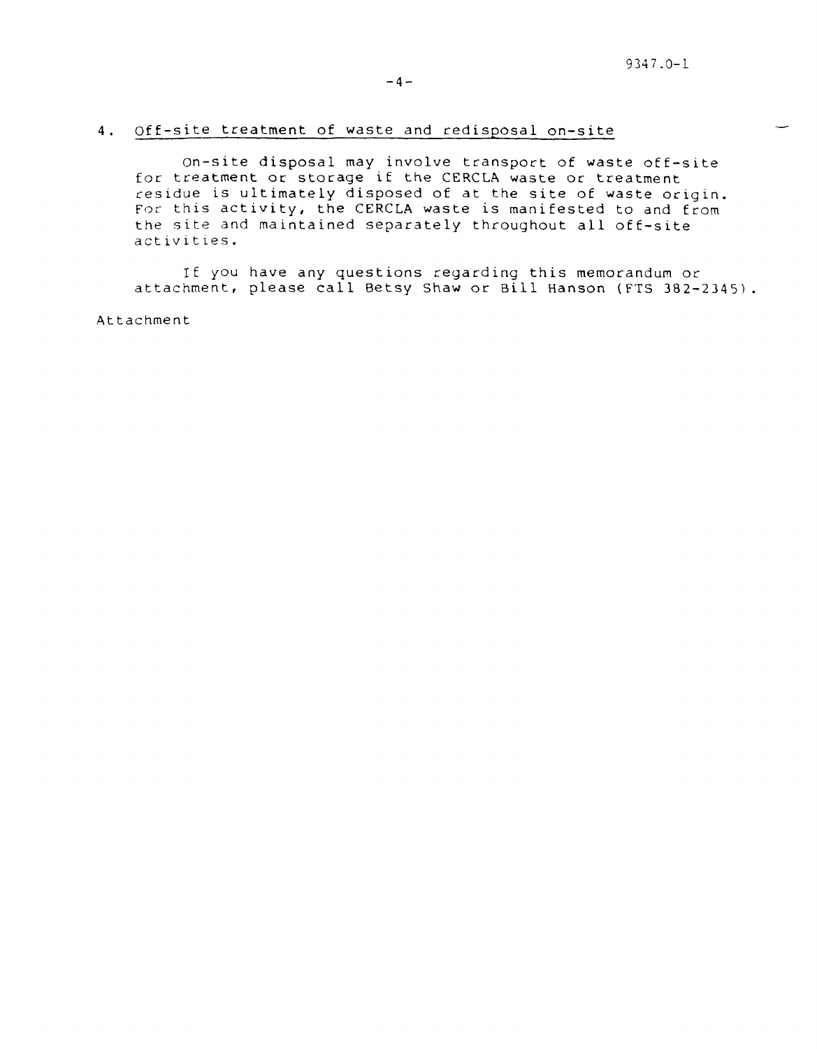4. <u>Off-site treatment of waste and redisposal on-site</u>

On-site disposal may involve transport of waste off-site for treatment or storage if the CERCLA waste or treatment residue is ultimately disposed of at the site of waste origin. For this activity, the CERCLA waste is manifested to and from the site and maintained separately throughout all off-site activities.

If you have any questions regarding this memorandum or attachment, please call Betsy Shaw or Bill Hanson (FTS 382-2345).

Attachment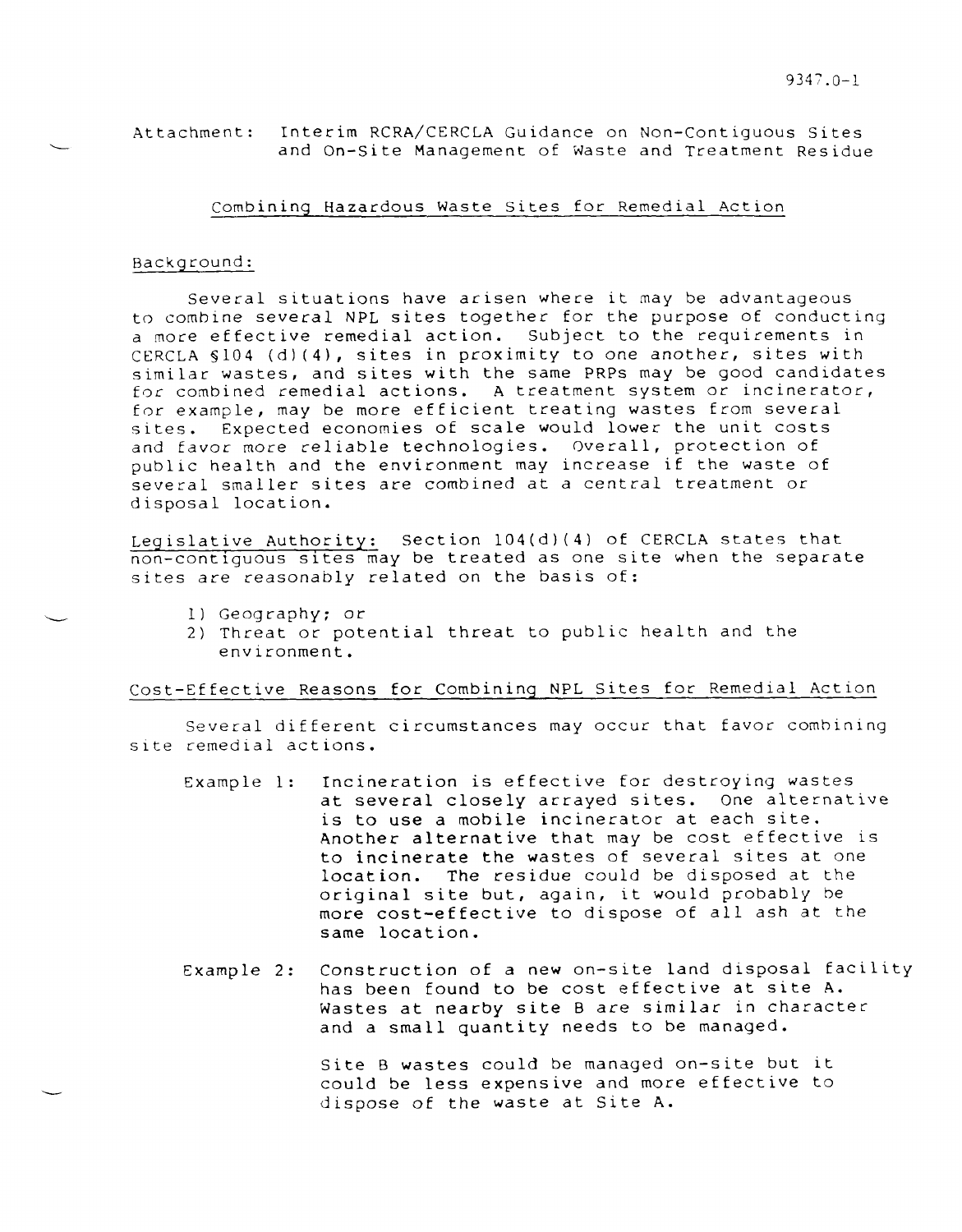Attachment: Interim RCRA/CERCLA Guidance on Non-Contiguous Sites and On-Site Management of Waste and Treatment Residue

## Combining Hazardous Waste Sites for Remedial Action

### Background:

Several situations have arisen where it may be advantageous to combine several NPL sites together for the purpose of conducting a more effective remedial action. Subject to the requirements in CERCLA §104 (d)(4), sites in proximity to one another, sites with similar wastes, and sites with the same PRPs may be good candidates for combined remedial actions. A treatment system or incinerator, for example, may be more efficient treating wastes from several sites. Expected economies of scale would lower the unit costs and favor more reliable technologies. Overall, protection of public health and the environment may increase if the waste of several smaller sites are combined at a central treatment or disposal location.

Legislative Authority: Section 104(d)(4) of CERCLA states that non-contiguous sites may be treated as one site when the separate sites are reasonably related on the basis of:

1) Geography; or
2) Threat or potential threat to public health and the environment.

### Cost-Effective Reasons for Combining NPL Sites for Remedial Action

Several different circumstances may occur that favor combining site remedial actions.

Example 1: Incineration is effective for destroying wastes at several closely arrayed sites. One alternative is to use a mobile incinerator at each site. Another alternative that may be cost effective is to incinerate the wastes of several sites at one location. The residue could be disposed at the original site but, again, it would probably be more cost-effective to dispose of all ash at the same location.

Example 2: Construction of a new on-site land disposal facility has been found to be cost effective at site A. Wastes at nearby site B are similar in character and a small quantity needs to be managed.

Site B wastes could be managed on-site but it could be less expensive and more effective to dispose of the waste at Site A.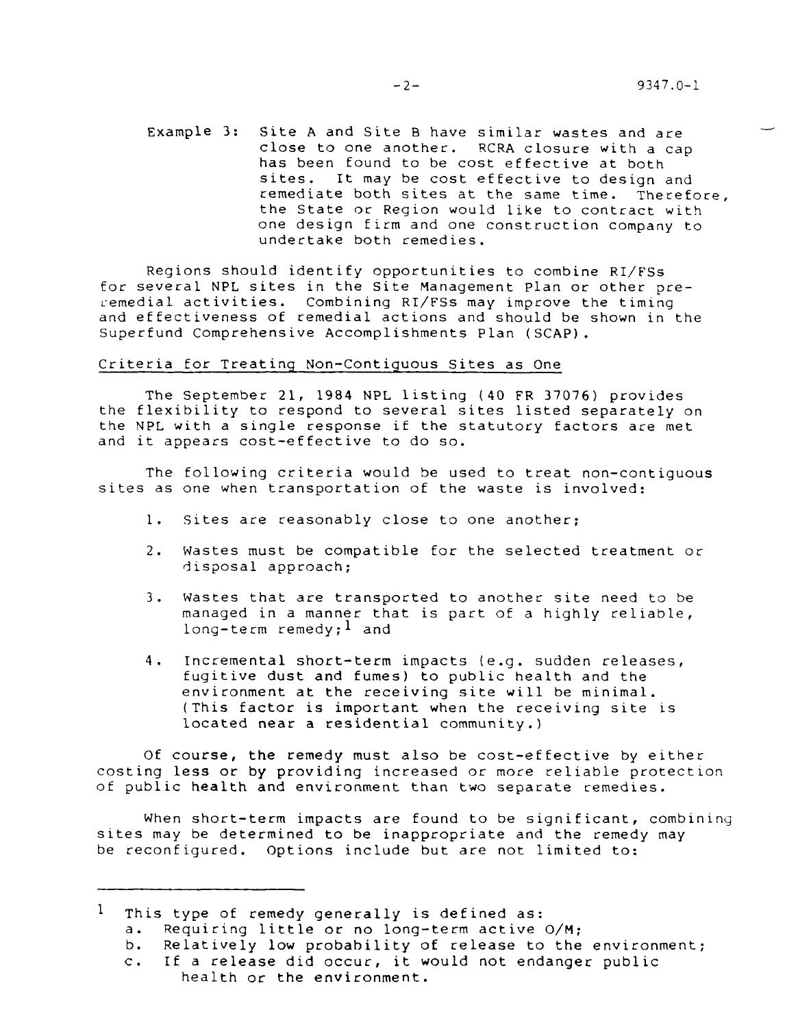Example 3: Site A and Site B have similar wastes and are close to one another. RCRA closure with a cap has been found to be cost effective at both sites. It may be cost effective to design and remediate both sites at the same time. Therefore, the State or Region would like to contract with one design firm and one construction company to undertake both remedies.

Regions should identify opportunities to combine RI/FSs for several NPL sites in the Site Management Plan or other pre-remedial activities. Combining RI/FSs may improve the timing and effectiveness of remedial actions and should be shown in the Superfund Comprehensive Accomplishments Plan (SCAP).

## Criteria for Treating Non-Contiguous Sites as One

The September 21, 1984 NPL listing (40 FR 37076) provides the flexibility to respond to several sites listed separately on the NPL with a single response if the statutory factors are met and it appears cost-effective to do so.

The following criteria would be used to treat non-contiguous sites as one when transportation of the waste is involved:

1. Sites are reasonably close to one another;
2. Wastes must be compatible for the selected treatment or disposal approach;
3. Wastes that are transported to another site need to be managed in a manner that is part of a highly reliable, long-term remedy;[1] and
4. Incremental short-term impacts (e.g. sudden releases, fugitive dust and fumes) to public health and the environment at the receiving site will be minimal. (This factor is important when the receiving site is located near a residential community.)

Of course, the remedy must also be cost-effective by either costing less or by providing increased or more reliable protection of public health and environment than two separate remedies.

When short-term impacts are found to be significant, combining sites may be determined to be inappropriate and the remedy may be reconfigured. Options include but are not limited to:

---

[1] This type of remedy generally is defined as:
- a. Requiring little or no long-term active O/M;
- b. Relatively low probability of release to the environment;
- c. If a release did occur, it would not endanger public health or the environment.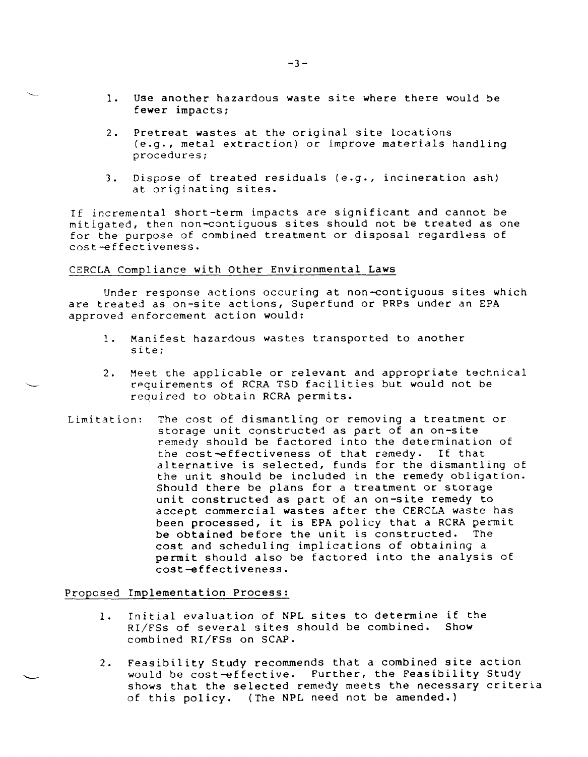1. Use another hazardous waste site where there would be fewer impacts;

2. Pretreat wastes at the original site locations (e.g., metal extraction) or improve materials handling procedures;

3. Dispose of treated residuals (e.g., incineration ash) at originating sites.

If incremental short-term impacts are significant and cannot be mitigated, then non-contiguous sites should not be treated as one for the purpose of combined treatment or disposal regardless of cost-effectiveness.

## CERCLA Compliance with Other Environmental Laws

Under response actions occuring at non-contiguous sites which are treated as on-site actions, Superfund or PRPs under an EPA approved enforcement action would:

1. Manifest hazardous wastes transported to another site;

2. Meet the applicable or relevant and appropriate technical requirements of RCRA TSD facilities but would not be required to obtain RCRA permits.

Limitation: The cost of dismantling or removing a treatment or storage unit constructed as part of an on-site remedy should be factored into the determination of the cost-effectiveness of that remedy. If that alternative is selected, funds for the dismantling of the unit should be included in the remedy obligation. Should there be plans for a treatment or storage unit constructed as part of an on-site remedy to accept commercial wastes after the CERCLA waste has been processed, it is EPA policy that a RCRA permit be obtained before the unit is constructed. The cost and scheduling implications of obtaining a permit should also be factored into the analysis of cost-effectiveness.

## Proposed Implementation Process:

1. Initial evaluation of NPL sites to determine if the RI/FSs of several sites should be combined. Show combined RI/FSs on SCAP.

2. Feasibility Study recommends that a combined site action would be cost-effective. Further, the Feasibility Study shows that the selected remedy meets the necessary criteria of this policy. (The NPL need not be amended.)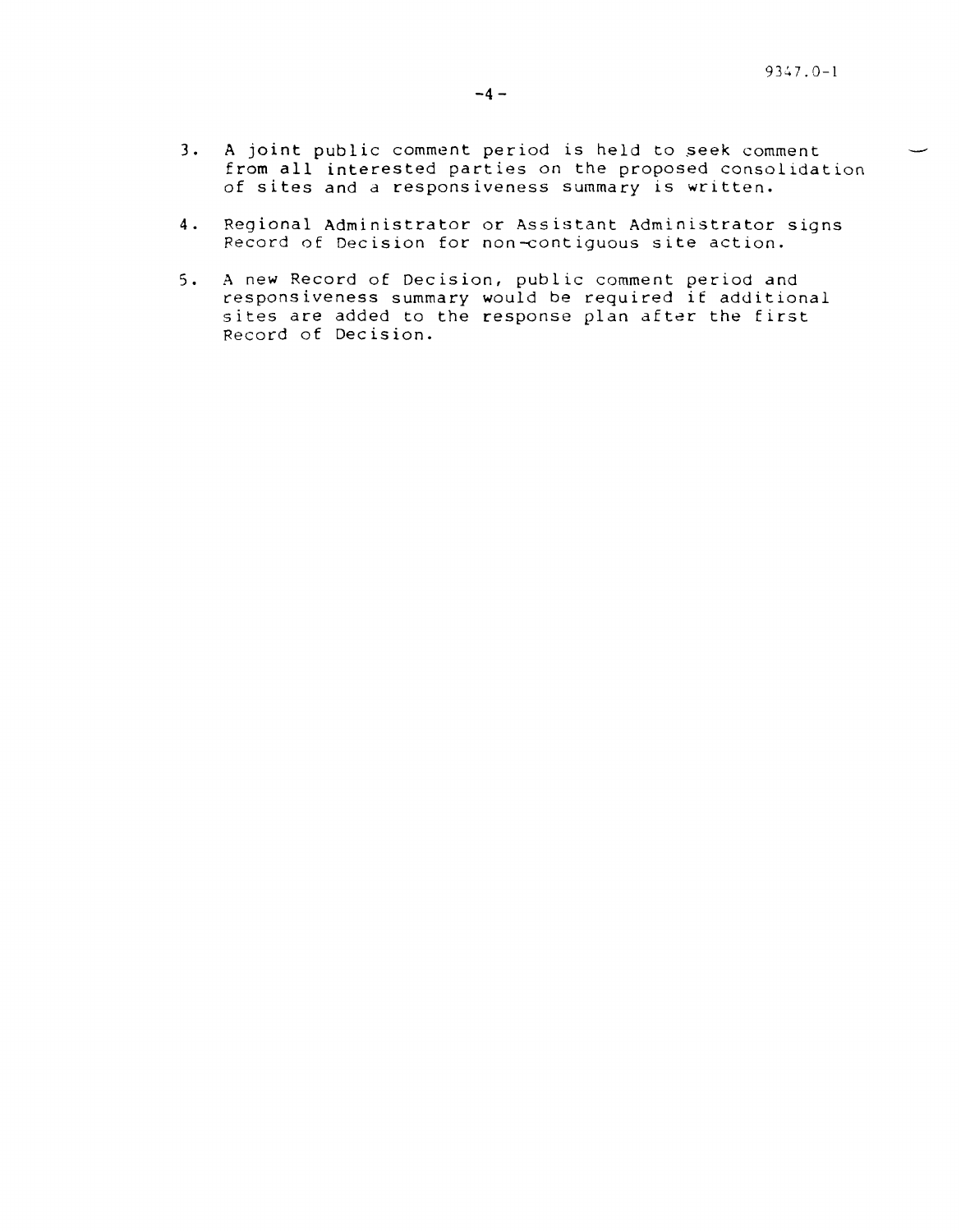3. A joint public comment period is held to seek comment from all interested parties on the proposed consolidation of sites and a responsiveness summary is written.

4. Regional Administrator or Assistant Administrator signs Record of Decision for non-contiguous site action.

5. A new Record of Decision, public comment period and responsiveness summary would be required if additional sites are added to the response plan after the first Record of Decision.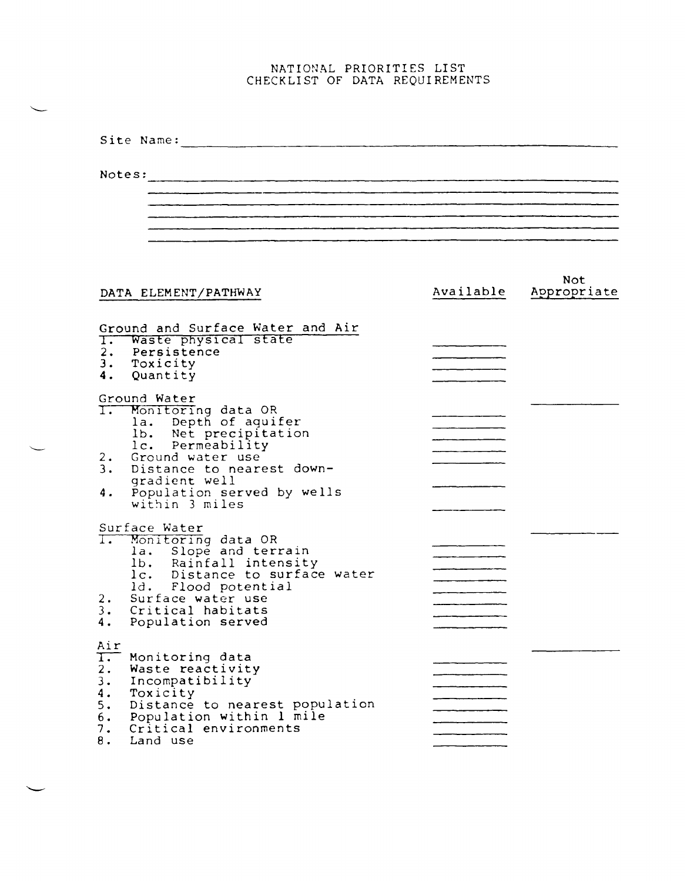# NATIONAL PRIORITIES LIST
# CHECKLIST OF DATA REQUIREMENTS

Site Name: ______________________________________________

Notes: __________________________________________________

__________________________________________________

__________________________________________________

__________________________________________________

__________________________________________________

__________________________________________________

| DATA ELEMENT/PATHWAY | Available | Not Appropriate |
|---|---|---|
| **Ground and Surface Water and Air** | | |
| 1. Waste physical state | ______ | |
| 2. Persistence | ______ | |
| 3. Toxicity | ______ | |
| 4. Quantity | ______ | |
| **Ground Water** | | ______ |
| 1. Monitoring data OR | ______ | |
| 1a. Depth of aquifer | ______ | |
| 1b. Net precipitation | ______ | |
| 1c. Permeability | ______ | |
| 2. Ground water use | ______ | |
| 3. Distance to nearest down-gradient well | ______ | |
| 4. Population served by wells within 3 miles | ______ | |
| **Surface Water** | | ______ |
| 1. Monitoring data OR | ______ | |
| 1a. Slope and terrain | ______ | |
| 1b. Rainfall intensity | ______ | |
| 1c. Distance to surface water | ______ | |
| 1d. Flood potential | ______ | |
| 2. Surface water use | ______ | |
| 3. Critical habitats | ______ | |
| 4. Population served | ______ | |
| **Air** | | ______ |
| 1. Monitoring data | ______ | |
| 2. Waste reactivity | ______ | |
| 3. Incompatibility | ______ | |
| 4. Toxicity | ______ | |
| 5. Distance to nearest population | ______ | |
| 6. Population within 1 mile | ______ | |
| 7. Critical environments | ______ | |
| 8. Land use | ______ | |